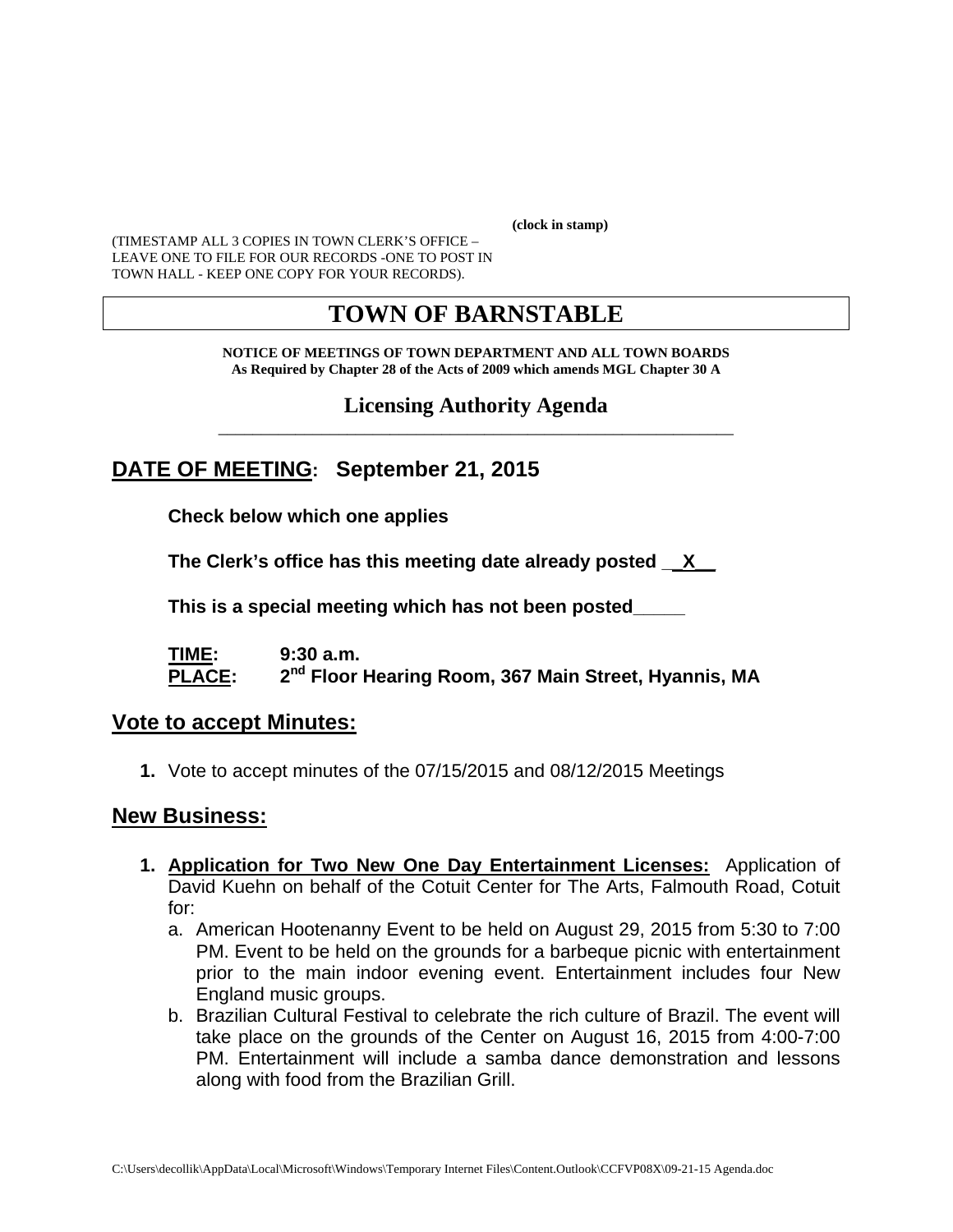**(clock in stamp)**

(TIMESTAMP ALL 3 COPIES IN TOWN CLERK'S OFFICE – LEAVE ONE TO FILE FOR OUR RECORDS -ONE TO POST IN TOWN HALL - KEEP ONE COPY FOR YOUR RECORDS).

# TOWN OF BARNSTABLE

**NOTICE OF MEETINGS OF TOWN DEPARTMENT AND ALL TOWN BOARDS**
**As Required by Chapter 28 of the Acts of 2009 which amends MGL Chapter 30 A**

## Licensing Authority Agenda

## DATE OF MEETING: September 21, 2015

**Check below which one applies**

**The Clerk's office has this meeting date already posted __X__**

**This is a special meeting which has not been posted_____**

**TIME:** 9:30 a.m.
**PLACE:** 2nd Floor Hearing Room, 367 Main Street, Hyannis, MA

## Vote to accept Minutes:

1. Vote to accept minutes of the 07/15/2015 and 08/12/2015 Meetings

## New Business:

1. **Application for Two New One Day Entertainment Licenses:** Application of David Kuehn on behalf of the Cotuit Center for The Arts, Falmouth Road, Cotuit for:
   a. American Hootenanny Event to be held on August 29, 2015 from 5:30 to 7:00 PM. Event to be held on the grounds for a barbeque picnic with entertainment prior to the main indoor evening event. Entertainment includes four New England music groups.
   b. Brazilian Cultural Festival to celebrate the rich culture of Brazil. The event will take place on the grounds of the Center on August 16, 2015 from 4:00-7:00 PM. Entertainment will include a samba dance demonstration and lessons along with food from the Brazilian Grill.

C:\Users\decollik\AppData\Local\Microsoft\Windows\Temporary Internet Files\Content.Outlook\CCFVP08X\09-21-15 Agenda.doc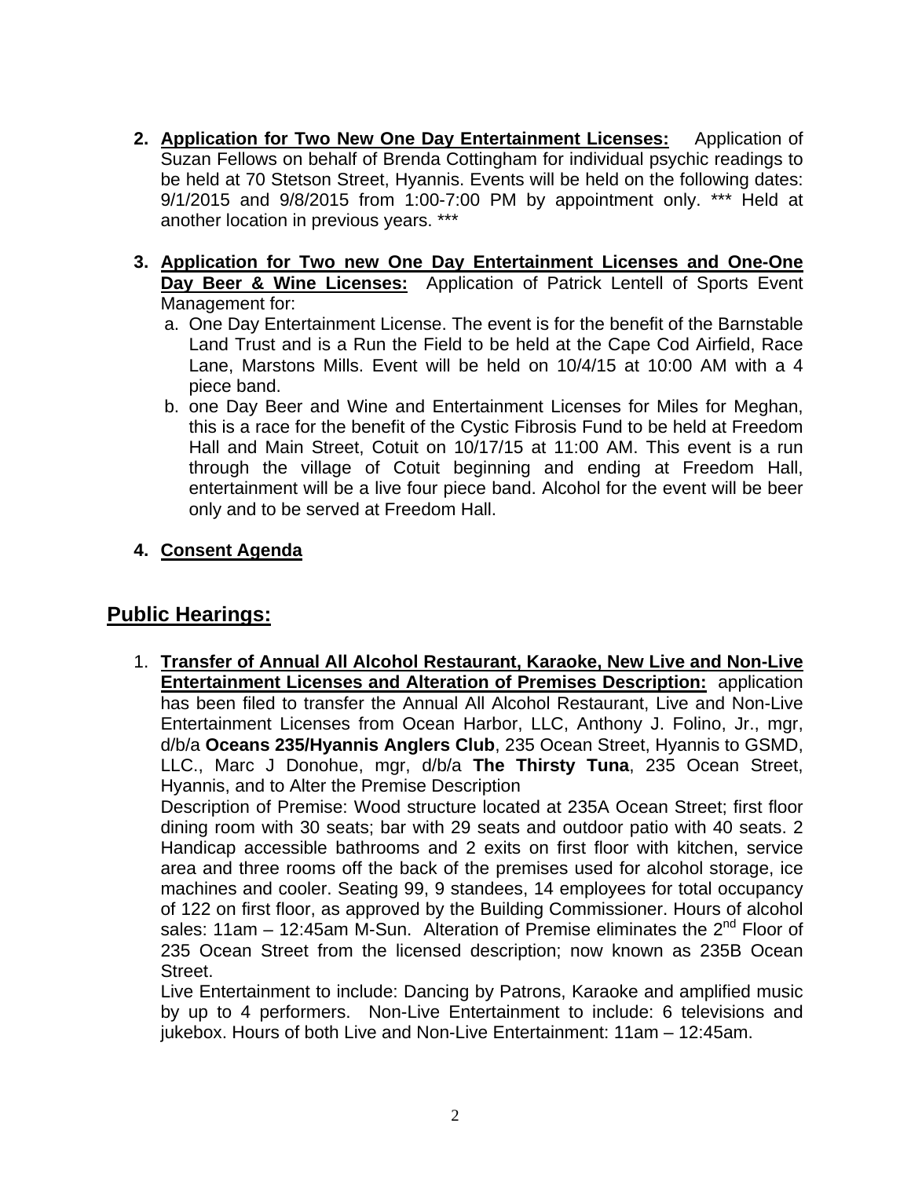2. **Application for Two New One Day Entertainment Licenses:** Application of Suzan Fellows on behalf of Brenda Cottingham for individual psychic readings to be held at 70 Stetson Street, Hyannis. Events will be held on the following dates: 9/1/2015 and 9/8/2015 from 1:00-7:00 PM by appointment only. *** Held at another location in previous years. ***

3. **Application for Two new One Day Entertainment Licenses and One-One Day Beer & Wine Licenses:** Application of Patrick Lentell of Sports Event Management for:
   a. One Day Entertainment License. The event is for the benefit of the Barnstable Land Trust and is a Run the Field to be held at the Cape Cod Airfield, Race Lane, Marstons Mills. Event will be held on 10/4/15 at 10:00 AM with a 4 piece band.
   b. one Day Beer and Wine and Entertainment Licenses for Miles for Meghan, this is a race for the benefit of the Cystic Fibrosis Fund to be held at Freedom Hall and Main Street, Cotuit on 10/17/15 at 11:00 AM. This event is a run through the village of Cotuit beginning and ending at Freedom Hall, entertainment will be a live four piece band. Alcohol for the event will be beer only and to be served at Freedom Hall.

4. **Consent Agenda**

## Public Hearings:

1. **Transfer of Annual All Alcohol Restaurant, Karaoke, New Live and Non-Live Entertainment Licenses and Alteration of Premises Description:** application has been filed to transfer the Annual All Alcohol Restaurant, Live and Non-Live Entertainment Licenses from Ocean Harbor, LLC, Anthony J. Folino, Jr., mgr, d/b/a **Oceans 235/Hyannis Anglers Club**, 235 Ocean Street, Hyannis to GSMD, LLC., Marc J Donohue, mgr, d/b/a **The Thirsty Tuna**, 235 Ocean Street, Hyannis, and to Alter the Premise Description

   Description of Premise: Wood structure located at 235A Ocean Street; first floor dining room with 30 seats; bar with 29 seats and outdoor patio with 40 seats. 2 Handicap accessible bathrooms and 2 exits on first floor with kitchen, service area and three rooms off the back of the premises used for alcohol storage, ice machines and cooler. Seating 99, 9 standees, 14 employees for total occupancy of 122 on first floor, as approved by the Building Commissioner. Hours of alcohol sales: 11am – 12:45am M-Sun. Alteration of Premise eliminates the 2nd Floor of 235 Ocean Street from the licensed description; now known as 235B Ocean Street.

   Live Entertainment to include: Dancing by Patrons, Karaoke and amplified music by up to 4 performers. Non-Live Entertainment to include: 6 televisions and jukebox. Hours of both Live and Non-Live Entertainment: 11am – 12:45am.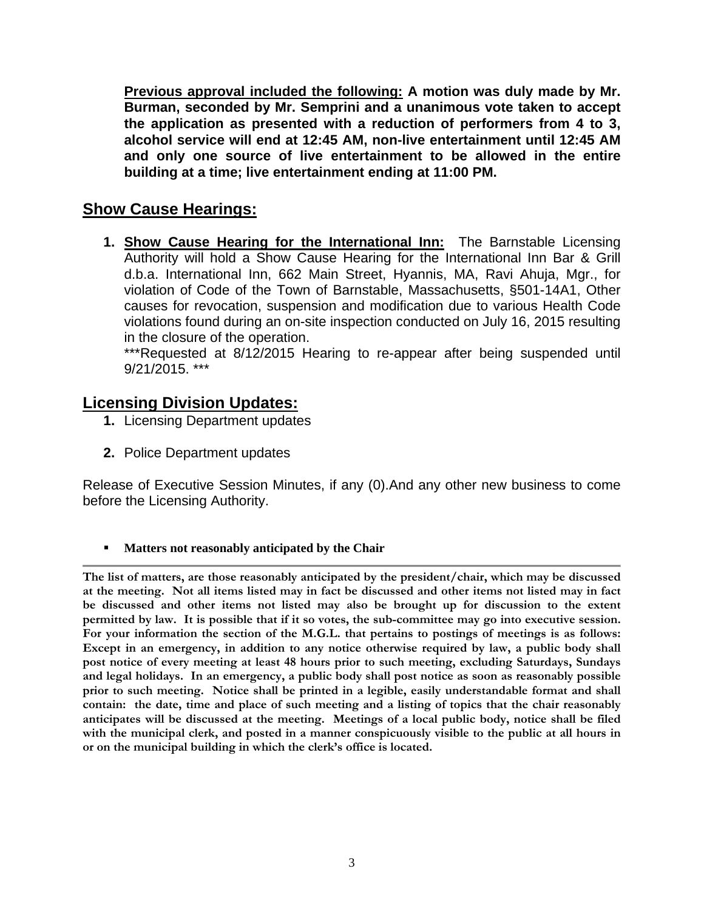**<u>Previous approval included the following:</u> A motion was duly made by Mr. Burman, seconded by Mr. Semprini and a unanimous vote taken to accept the application as presented with a reduction of performers from 4 to 3, alcohol service will end at 12:45 AM, non-live entertainment until 12:45 AM and only one source of live entertainment to be allowed in the entire building at a time; live entertainment ending at 11:00 PM.**

## Show Cause Hearings:

1. **<u>Show Cause Hearing for the International Inn:</u>** The Barnstable Licensing Authority will hold a Show Cause Hearing for the International Inn Bar & Grill d.b.a. International Inn, 662 Main Street, Hyannis, MA, Ravi Ahuja, Mgr., for violation of Code of the Town of Barnstable, Massachusetts, §501-14A1, Other causes for revocation, suspension and modification due to various Health Code violations found during an on-site inspection conducted on July 16, 2015 resulting in the closure of the operation.
   ***Requested at 8/12/2015 Hearing to re-appear after being suspended until 9/21/2015. ***

## Licensing Division Updates:

1. Licensing Department updates

2. Police Department updates

Release of Executive Session Minutes, if any (0).And any other new business to come before the Licensing Authority.

- **Matters not reasonably anticipated by the Chair**

---

**The list of matters, are those reasonably anticipated by the president/chair, which may be discussed at the meeting. Not all items listed may in fact be discussed and other items not listed may in fact be discussed and other items not listed may also be brought up for discussion to the extent permitted by law. It is possible that if it so votes, the sub-committee may go into executive session. For your information the section of the M.G.L. that pertains to postings of meetings is as follows: Except in an emergency, in addition to any notice otherwise required by law, a public body shall post notice of every meeting at least 48 hours prior to such meeting, excluding Saturdays, Sundays and legal holidays. In an emergency, a public body shall post notice as soon as reasonably possible prior to such meeting. Notice shall be printed in a legible, easily understandable format and shall contain: the date, time and place of such meeting and a listing of topics that the chair reasonably anticipates will be discussed at the meeting. Meetings of a local public body, notice shall be filed with the municipal clerk, and posted in a manner conspicuously visible to the public at all hours in or on the municipal building in which the clerk's office is located.**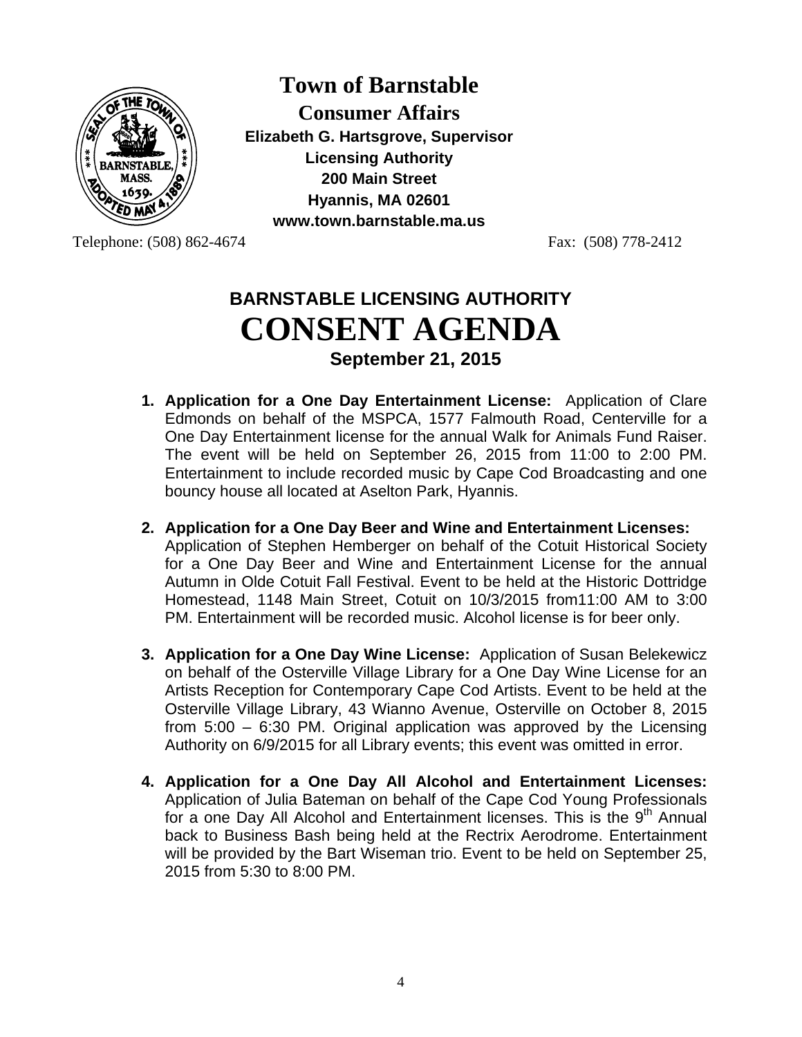# Town of Barnstable

**Consumer Affairs**

**Elizabeth G. Hartsgrove, Supervisor**

**Licensing Authority**

**200 Main Street**

**Hyannis, MA 02601**

**www.town.barnstable.ma.us**

Telephone: (508) 862-4674 Fax: (508) 778-2412

## BARNSTABLE LICENSING AUTHORITY

# CONSENT AGENDA

**September 21, 2015**

1. **Application for a One Day Entertainment License:** Application of Clare Edmonds on behalf of the MSPCA, 1577 Falmouth Road, Centerville for a One Day Entertainment license for the annual Walk for Animals Fund Raiser. The event will be held on September 26, 2015 from 11:00 to 2:00 PM. Entertainment to include recorded music by Cape Cod Broadcasting and one bouncy house all located at Aselton Park, Hyannis.

2. **Application for a One Day Beer and Wine and Entertainment Licenses:** Application of Stephen Hemberger on behalf of the Cotuit Historical Society for a One Day Beer and Wine and Entertainment License for the annual Autumn in Olde Cotuit Fall Festival. Event to be held at the Historic Dottridge Homestead, 1148 Main Street, Cotuit on 10/3/2015 from11:00 AM to 3:00 PM. Entertainment will be recorded music. Alcohol license is for beer only.

3. **Application for a One Day Wine License:** Application of Susan Belekewicz on behalf of the Osterville Village Library for a One Day Wine License for an Artists Reception for Contemporary Cape Cod Artists. Event to be held at the Osterville Village Library, 43 Wianno Avenue, Osterville on October 8, 2015 from 5:00 – 6:30 PM. Original application was approved by the Licensing Authority on 6/9/2015 for all Library events; this event was omitted in error.

4. **Application for a One Day All Alcohol and Entertainment Licenses:** Application of Julia Bateman on behalf of the Cape Cod Young Professionals for a one Day All Alcohol and Entertainment licenses. This is the 9th Annual back to Business Bash being held at the Rectrix Aerodrome. Entertainment will be provided by the Bart Wiseman trio. Event to be held on September 25, 2015 from 5:30 to 8:00 PM.